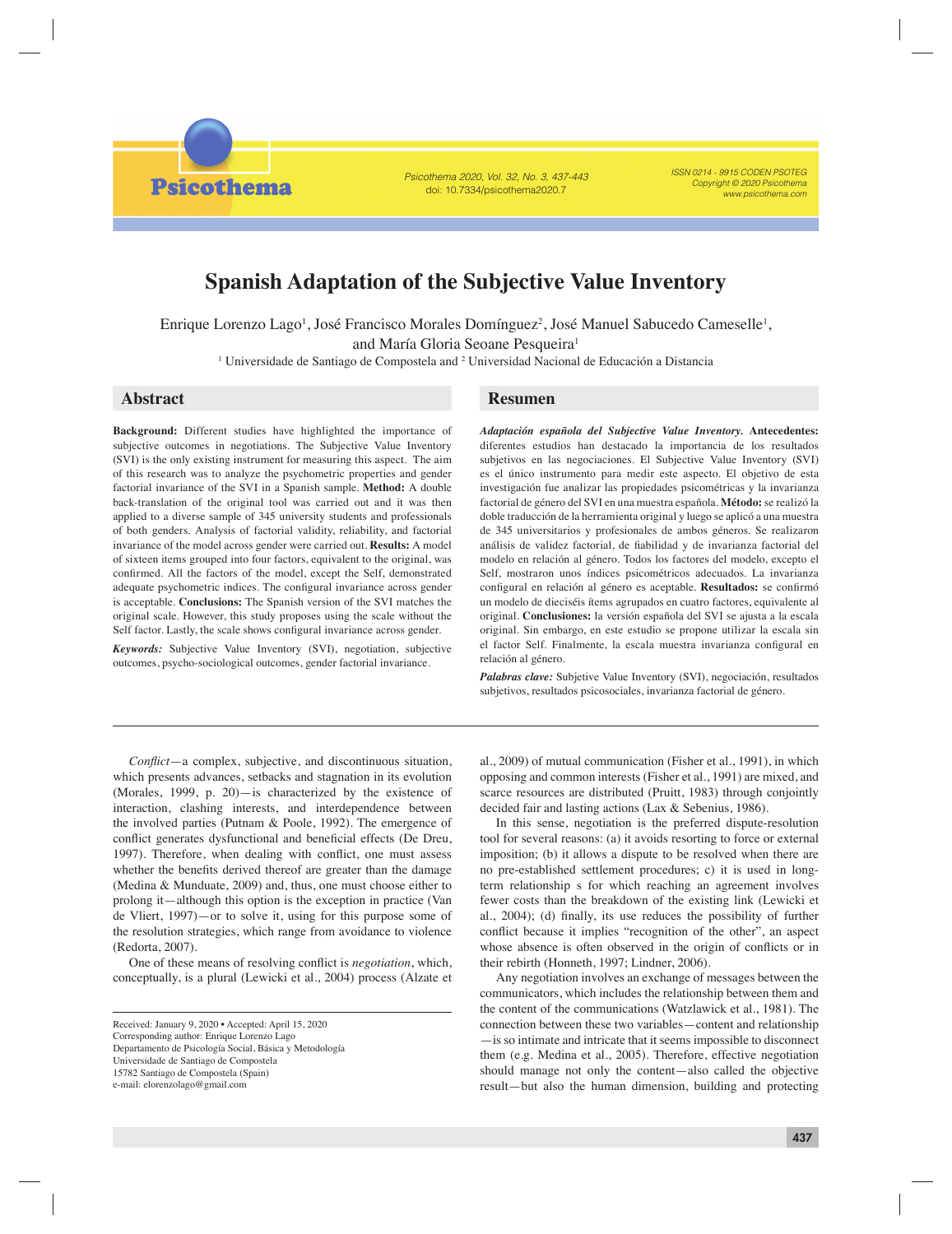# Spanish Adaptation of the Subjective Value Inventory

Enrique Lorenzo Lago[1], José Francisco Morales Domínguez[2], José Manuel Sabucedo Cameselle[1], and María Gloria Seoane Pesqueira[1]

[1] Universidade de Santiago de Compostela and [2] Universidad Nacional de Educación a Distancia

## Abstract

**Background:** Different studies have highlighted the importance of subjective outcomes in negotiations. The Subjective Value Inventory (SVI) is the only existing instrument for measuring this aspect. The aim of this research was to analyze the psychometric properties and gender factorial invariance of the SVI in a Spanish sample. **Method:** A double back-translation of the original tool was carried out and it was then applied to a diverse sample of 345 university students and professionals of both genders. Analysis of factorial validity, reliability, and factorial invariance of the model across gender were carried out. **Results:** A model of sixteen items grouped into four factors, equivalent to the original, was confirmed. All the factors of the model, except the Self, demonstrated adequate psychometric indices. The configural invariance across gender is acceptable. **Conclusions:** The Spanish version of the SVI matches the original scale. However, this study proposes using the scale without the Self factor. Lastly, the scale shows configural invariance across gender.

***Keywords:*** Subjective Value Inventory (SVI), negotiation, subjective outcomes, psycho-sociological outcomes, gender factorial invariance.

## Resumen

***Adaptación española del Subjective Value Inventory.*** **Antecedentes:** diferentes estudios han destacado la importancia de los resultados subjetivos en las negociaciones. El Subjective Value Inventory (SVI) es el único instrumento para medir este aspecto. El objetivo de esta investigación fue analizar las propiedades psicométricas y la invarianza factorial de género del SVI en una muestra española. **Método:** se realizó la doble traducción de la herramienta original y luego se aplicó a una muestra de 345 universitarios y profesionales de ambos géneros. Se realizaron análisis de validez factorial, de fiabilidad y de invarianza factorial del modelo en relación al género. Todos los factores del modelo, excepto el Self, mostraron unos índices psicométricos adecuados. La invarianza configural en relación al género es aceptable. **Resultados:** se confirmó un modelo de dieciséis ítems agrupados en cuatro factores, equivalente al original. **Conclusiones:** la versión española del SVI se ajusta a la escala original. Sin embargo, en este estudio se propone utilizar la escala sin el factor Self. Finalmente, la escala muestra invarianza configural en relación al género.

***Palabras clave:*** Subjetive Value Inventory (SVI), negociación, resultados subjetivos, resultados psicosociales, invarianza factorial de género.

*Conflict*—a complex, subjective, and discontinuous situation, which presents advances, setbacks and stagnation in its evolution (Morales, 1999, p. 20)—is characterized by the existence of interaction, clashing interests, and interdependence between the involved parties (Putnam & Poole, 1992). The emergence of conflict generates dysfunctional and beneficial effects (De Dreu, 1997). Therefore, when dealing with conflict, one must assess whether the benefits derived thereof are greater than the damage (Medina & Munduate, 2009) and, thus, one must choose either to prolong it—although this option is the exception in practice (Van de Vliert, 1997)—or to solve it, using for this purpose some of the resolution strategies, which range from avoidance to violence (Redorta, 2007).

One of these means of resolving conflict is *negotiation*, which, conceptually, is a plural (Lewicki et al., 2004) process (Alzate et al., 2009) of mutual communication (Fisher et al., 1991), in which opposing and common interests (Fisher et al., 1991) are mixed, and scarce resources are distributed (Pruitt, 1983) through conjointly decided fair and lasting actions (Lax & Sebenius, 1986).

In this sense, negotiation is the preferred dispute-resolution tool for several reasons: (a) it avoids resorting to force or external imposition; (b) it allows a dispute to be resolved when there are no pre-established settlement procedures; c) it is used in long-term relationship s for which reaching an agreement involves fewer costs than the breakdown of the existing link (Lewicki et al., 2004); (d) finally, its use reduces the possibility of further conflict because it implies "recognition of the other", an aspect whose absence is often observed in the origin of conflicts or in their rebirth (Honneth, 1997; Lindner, 2006).

Any negotiation involves an exchange of messages between the communicators, which includes the relationship between them and the content of the communications (Watzlawick et al., 1981). The connection between these two variables—content and relationship—is so intimate and intricate that it seems impossible to disconnect them (e.g. Medina et al., 2005). Therefore, effective negotiation should manage not only the content—also called the objective result—but also the human dimension, building and protecting

Received: January 9, 2020 • Accepted: April 15, 2020
Corresponding author: Enrique Lorenzo Lago
Departamento de Psicología Social, Básica y Metodología
Universidade de Santiago de Compostela
15782 Santiago de Compostela (Spain)
e-mail: elorenzolago@gmail.com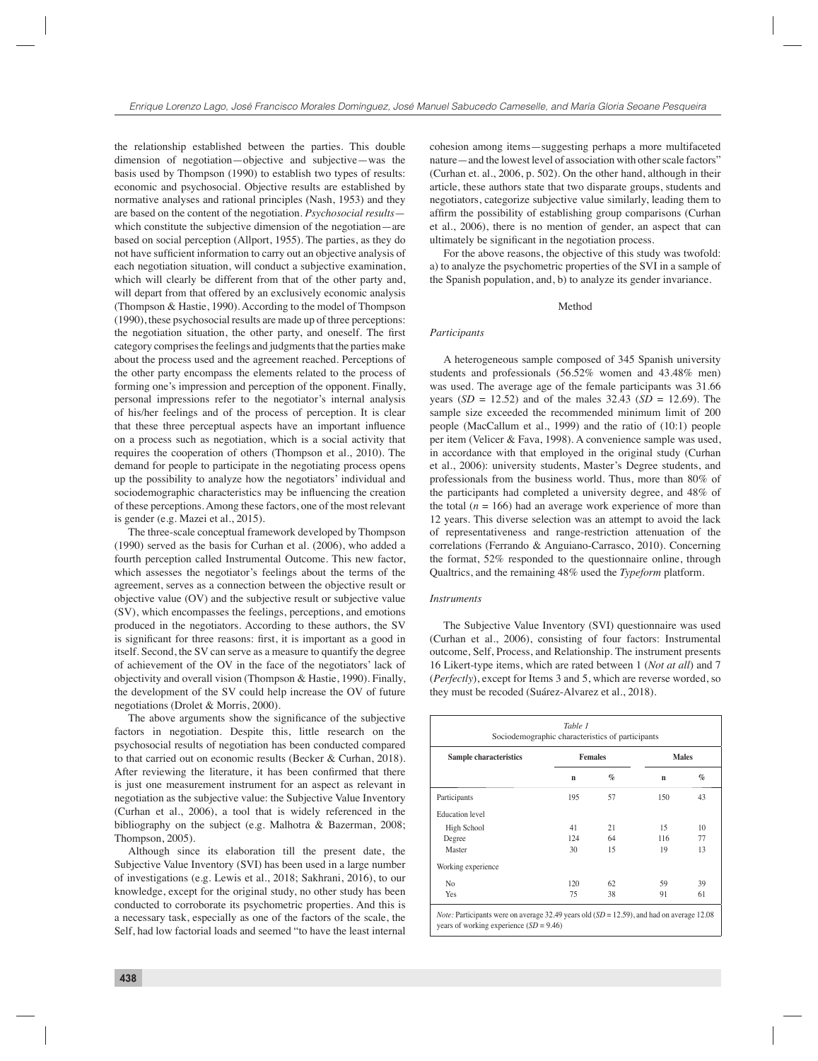the relationship established between the parties. This double dimension of negotiation—objective and subjective—was the basis used by Thompson (1990) to establish two types of results: economic and psychosocial. Objective results are established by normative analyses and rational principles (Nash, 1953) and they are based on the content of the negotiation. *Psychosocial results*—which constitute the subjective dimension of the negotiation—are based on social perception (Allport, 1955). The parties, as they do not have sufficient information to carry out an objective analysis of each negotiation situation, will conduct a subjective examination, which will clearly be different from that of the other party and, will depart from that offered by an exclusively economic analysis (Thompson & Hastie, 1990). According to the model of Thompson (1990), these psychosocial results are made up of three perceptions: the negotiation situation, the other party, and oneself. The first category comprises the feelings and judgments that the parties make about the process used and the agreement reached. Perceptions of the other party encompass the elements related to the process of forming one's impression and perception of the opponent. Finally, personal impressions refer to the negotiator's internal analysis of his/her feelings and of the process of perception. It is clear that these three perceptual aspects have an important influence on a process such as negotiation, which is a social activity that requires the cooperation of others (Thompson et al., 2010). The demand for people to participate in the negotiating process opens up the possibility to analyze how the negotiators' individual and sociodemographic characteristics may be influencing the creation of these perceptions. Among these factors, one of the most relevant is gender (e.g. Mazei et al., 2015).

The three-scale conceptual framework developed by Thompson (1990) served as the basis for Curhan et al. (2006), who added a fourth perception called Instrumental Outcome. This new factor, which assesses the negotiator's feelings about the terms of the agreement, serves as a connection between the objective result or objective value (OV) and the subjective result or subjective value (SV), which encompasses the feelings, perceptions, and emotions produced in the negotiators. According to these authors, the SV is significant for three reasons: first, it is important as a good in itself. Second, the SV can serve as a measure to quantify the degree of achievement of the OV in the face of the negotiators' lack of objectivity and overall vision (Thompson & Hastie, 1990). Finally, the development of the SV could help increase the OV of future negotiations (Drolet & Morris, 2000).

The above arguments show the significance of the subjective factors in negotiation. Despite this, little research on the psychosocial results of negotiation has been conducted compared to that carried out on economic results (Becker & Curhan, 2018). After reviewing the literature, it has been confirmed that there is just one measurement instrument for an aspect as relevant in negotiation as the subjective value: the Subjective Value Inventory (Curhan et al., 2006), a tool that is widely referenced in the bibliography on the subject (e.g. Malhotra & Bazerman, 2008; Thompson, 2005).

Although since its elaboration till the present date, the Subjective Value Inventory (SVI) has been used in a large number of investigations (e.g. Lewis et al., 2018; Sakhrani, 2016), to our knowledge, except for the original study, no other study has been conducted to corroborate its psychometric properties. And this is a necessary task, especially as one of the factors of the scale, the Self, had low factorial loads and seemed "to have the least internal cohesion among items—suggesting perhaps a more multifaceted nature—and the lowest level of association with other scale factors" (Curhan et. al., 2006, p. 502). On the other hand, although in their article, these authors state that two disparate groups, students and negotiators, categorize subjective value similarly, leading them to affirm the possibility of establishing group comparisons (Curhan et al., 2006), there is no mention of gender, an aspect that can ultimately be significant in the negotiation process.

For the above reasons, the objective of this study was twofold: a) to analyze the psychometric properties of the SVI in a sample of the Spanish population, and, b) to analyze its gender invariance.

## Method

### *Participants*

A heterogeneous sample composed of 345 Spanish university students and professionals (56.52% women and 43.48% men) was used. The average age of the female participants was 31.66 years ($SD$ = 12.52) and of the males 32.43 ($SD$ = 12.69). The sample size exceeded the recommended minimum limit of 200 people (MacCallum et al., 1999) and the ratio of (10:1) people per item (Velicer & Fava, 1998). A convenience sample was used, in accordance with that employed in the original study (Curhan et al., 2006): university students, Master's Degree students, and professionals from the business world. Thus, more than 80% of the participants had completed a university degree, and 48% of the total ($n$ = 166) had an average work experience of more than 12 years. This diverse selection was an attempt to avoid the lack of representativeness and range-restriction attenuation of the correlations (Ferrando & Anguiano-Carrasco, 2010). Concerning the format, 52% responded to the questionnaire online, through Qualtrics, and the remaining 48% used the *Typeform* platform.

### *Instruments*

The Subjective Value Inventory (SVI) questionnaire was used (Curhan et al., 2006), consisting of four factors: Instrumental outcome, Self, Process, and Relationship. The instrument presents 16 Likert-type items, which are rated between 1 (*Not at all*) and 7 (*Perfectly*), except for Items 3 and 5, which are reverse worded, so they must be recoded (Suárez-Alvarez et al., 2018).

*Table 1*
Sociodemographic characteristics of participants

| Sample characteristics | Females | | Males | |
|---|---|---|---|---|
| | n | % | n | % |
| Participants | 195 | 57 | 150 | 43 |
| Education level | | | | |
| High School | 41 | 21 | 15 | 10 |
| Degree | 124 | 64 | 116 | 77 |
| Master | 30 | 15 | 19 | 13 |
| Working experience | | | | |
| No | 120 | 62 | 59 | 39 |
| Yes | 75 | 38 | 91 | 61 |

*Note:* Participants were on average 32.49 years old ($SD$ = 12.59), and had on average 12.08 years of working experience ($SD$ = 9.46)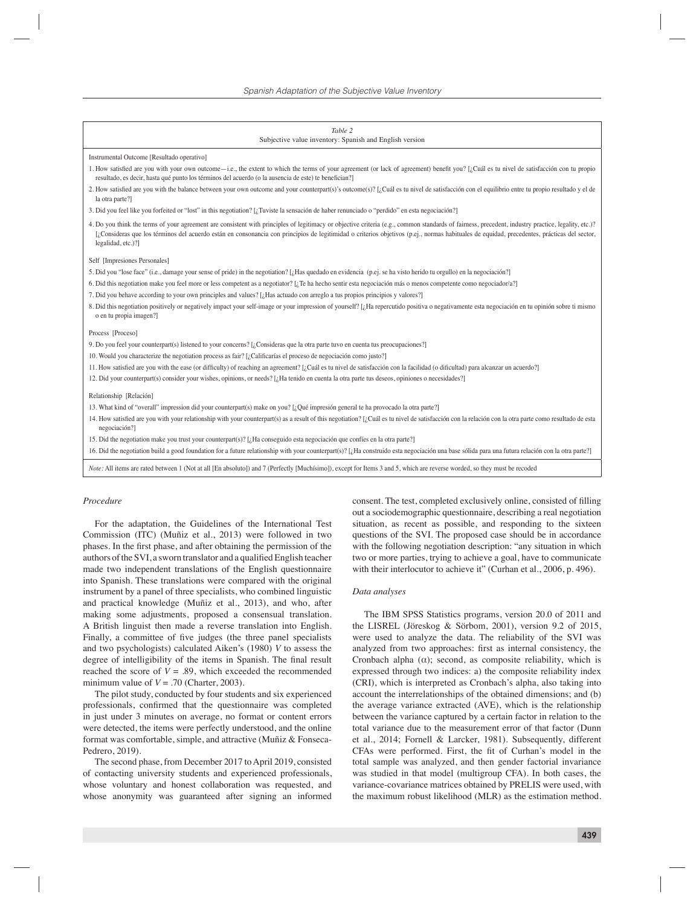*Table 2*
Subjective value inventory: Spanish and English version

Instrumental Outcome [Resultado operativo]

1. How satisfied are you with your own outcome—i.e., the extent to which the terms of your agreement (or lack of agreement) benefit you? [¿Cuál es tu nivel de satisfacción con tu propio resultado, es decir, hasta qué punto los términos del acuerdo (o la ausencia de este) te benefician?]
2. How satisfied are you with the balance between your own outcome and your counterpart(s)'s outcome(s)? [¿Cuál es tu nivel de satisfacción con el equilibrio entre tu propio resultado y el de la otra parte?]
3. Did you feel like you forfeited or "lost" in this negotiation? [¿Tuviste la sensación de haber renunciado o "perdido" en esta negociación?]
4. Do you think the terms of your agreement are consistent with principles of legitimacy or objective criteria (e.g., common standards of fairness, precedent, industry practice, legality, etc.)? [¿Consideras que los términos del acuerdo están en consonancia con principios de legitimidad o criterios objetivos (p.ej., normas habituales de equidad, precedentes, prácticas del sector, legalidad, etc.)?]

Self [Impresiones Personales]

5. Did you "lose face" (i.e., damage your sense of pride) in the negotiation? [¿Has quedado en evidencia (p.ej. se ha visto herido tu orgullo) en la negociación?]
6. Did this negotiation make you feel more or less competent as a negotiator? [¿Te ha hecho sentir esta negociación más o menos competente como negociador/a?]
7. Did you behave according to your own principles and values? [¿Has actuado con arreglo a tus propios principios y valores?]
8. Did this negotiation positively or negatively impact your self-image or your impression of yourself? [¿Ha repercutido positiva o negativamente esta negociación en tu opinión sobre ti mismo o en tu propia imagen?]

Process [Proceso]

9. Do you feel your counterpart(s) listened to your concerns? [¿Consideras que la otra parte tuvo en cuenta tus preocupaciones?]
10. Would you characterize the negotiation process as fair? [¿Calificarías el proceso de negociación como justo?]
11. How satisfied are you with the ease (or difficulty) of reaching an agreement? [¿Cuál es tu nivel de satisfacción con la facilidad (o dificultad) para alcanzar un acuerdo?]
12. Did your counterpart(s) consider your wishes, opinions, or needs? [¿Ha tenido en cuenta la otra parte tus deseos, opiniones o necesidades?]

Relationship [Relación]

13. What kind of "overall" impression did your counterpart(s) make on you? [¿Qué impresión general te ha provocado la otra parte?]
14. How satisfied are you with your relationship with your counterpart(s) as a result of this negotiation? [¿Cuál es tu nivel de satisfacción con la relación con la otra parte como resultado de esta negociación?]
15. Did the negotiation make you trust your counterpart(s)? [¿Ha conseguido esta negociación que confíes en la otra parte?]
16. Did the negotiation build a good foundation for a future relationship with your counterpart(s)? [¿Ha construido esta negociación una base sólida para una futura relación con la otra parte?]

*Note:* All items are rated between 1 (Not at all [En absoluto]) and 7 (Perfectly [Muchísimo]), except for Items 3 and 5, which are reverse worded, so they must be recoded

### *Procedure*

For the adaptation, the Guidelines of the International Test Commission (ITC) (Muñiz et al., 2013) were followed in two phases. In the first phase, and after obtaining the permission of the authors of the SVI, a sworn translator and a qualified English teacher made two independent translations of the English questionnaire into Spanish. These translations were compared with the original instrument by a panel of three specialists, who combined linguistic and practical knowledge (Muñiz et al., 2013), and who, after making some adjustments, proposed a consensual translation. A British linguist then made a reverse translation into English. Finally, a committee of five judges (the three panel specialists and two psychologists) calculated Aiken's (1980) *V* to assess the degree of intelligibility of the items in Spanish. The final result reached the score of $V = .89$, which exceeded the recommended minimum value of $V = .70$ (Charter, 2003).

The pilot study, conducted by four students and six experienced professionals, confirmed that the questionnaire was completed in just under 3 minutes on average, no format or content errors were detected, the items were perfectly understood, and the online format was comfortable, simple, and attractive (Muñiz & Fonseca-Pedrero, 2019).

The second phase, from December 2017 to April 2019, consisted of contacting university students and experienced professionals, whose voluntary and honest collaboration was requested, and whose anonymity was guaranteed after signing an informed consent. The test, completed exclusively online, consisted of filling out a sociodemographic questionnaire, describing a real negotiation situation, as recent as possible, and responding to the sixteen questions of the SVI. The proposed case should be in accordance with the following negotiation description: "any situation in which two or more parties, trying to achieve a goal, have to communicate with their interlocutor to achieve it" (Curhan et al., 2006, p. 496).

### *Data analyses*

The IBM SPSS Statistics programs, version 20.0 of 2011 and the LISREL (Jöreskog & Sörbom, 2001), version 9.2 of 2015, were used to analyze the data. The reliability of the SVI was analyzed from two approaches: first as internal consistency, the Cronbach alpha ($\alpha$); second, as composite reliability, which is expressed through two indices: a) the composite reliability index (CRI), which is interpreted as Cronbach's alpha, also taking into account the interrelationships of the obtained dimensions; and (b) the average variance extracted (AVE), which is the relationship between the variance captured by a certain factor in relation to the total variance due to the measurement error of that factor (Dunn et al., 2014; Fornell & Larcker, 1981). Subsequently, different CFAs were performed. First, the fit of Curhan's model in the total sample was analyzed, and then gender factorial invariance was studied in that model (multigroup CFA). In both cases, the variance-covariance matrices obtained by PRELIS were used, with the maximum robust likelihood (MLR) as the estimation method.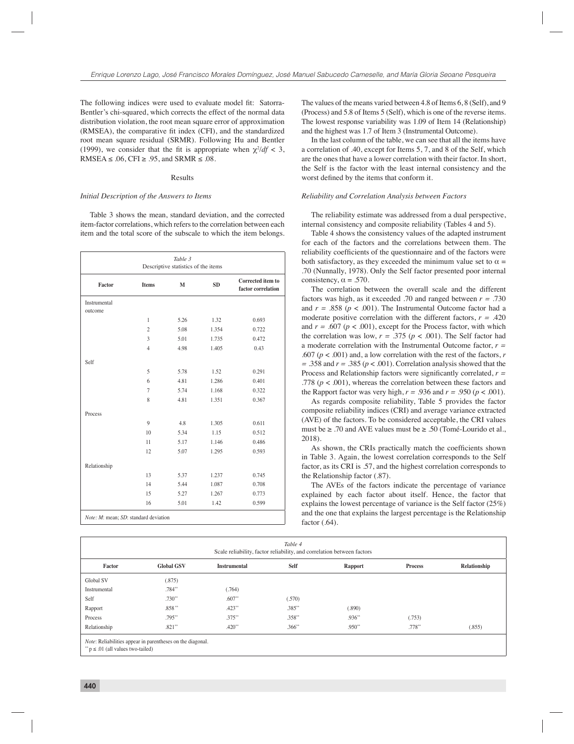The following indices were used to evaluate model fit: Satorra-Bentler's chi-squared, which corrects the effect of the normal data distribution violation, the root mean square error of approximation (RMSEA), the comparative fit index (CFI), and the standardized root mean square residual (SRMR). Following Hu and Bentler (1999), we consider that the fit is appropriate when $\chi^2/df < 3$, RMSEA ≤ .06, CFI ≥ .95, and SRMR ≤ .08.

## Results

### *Initial Description of the Answers to Items*

Table 3 shows the mean, standard deviation, and the corrected item-factor correlations, which refers to the correlation between each item and the total score of the subscale to which the item belongs.

*Table 3*
Descriptive statistics of the items

| Factor | Items | M | SD | Corrected item to factor correlation |
|---|---|---|---|---|
| Instrumental outcome | | | | |
| | 1 | 5.26 | 1.32 | 0.693 |
| | 2 | 5.08 | 1.354 | 0.722 |
| | 3 | 5.01 | 1.735 | 0.472 |
| | 4 | 4.98 | 1.405 | 0.43 |
| Self | | | | |
| | 5 | 5.78 | 1.52 | 0.291 |
| | 6 | 4.81 | 1.286 | 0.401 |
| | 7 | 5.74 | 1.168 | 0.322 |
| | 8 | 4.81 | 1.351 | 0.367 |
| Process | | | | |
| | 9 | 4.8 | 1.305 | 0.611 |
| | 10 | 5.34 | 1.15 | 0.512 |
| | 11 | 5.17 | 1.146 | 0.486 |
| | 12 | 5.07 | 1.295 | 0.593 |
| Relationship | | | | |
| | 13 | 5.37 | 1.237 | 0.745 |
| | 14 | 5.44 | 1.087 | 0.708 |
| | 15 | 5.27 | 1.267 | 0.773 |
| | 16 | 5.01 | 1.42 | 0.599 |

*Note: M*: mean; *SD*: standard deviation

The values of the means varied between 4.8 of Items 6, 8 (Self), and 9 (Process) and 5.8 of Items 5 (Self), which is one of the reverse items. The lowest response variability was 1.09 of Item 14 (Relationship) and the highest was 1.7 of Item 3 (Instrumental Outcome).

In the last column of the table, we can see that all the items have a correlation of .40, except for Items 5, 7, and 8 of the Self, which are the ones that have a lower correlation with their factor. In short, the Self is the factor with the least internal consistency and the worst defined by the items that conform it.

### *Reliability and Correlation Analysis between Factors*

The reliability estimate was addressed from a dual perspective, internal consistency and composite reliability (Tables 4 and 5).

Table 4 shows the consistency values of the adapted instrument for each of the factors and the correlations between them. The reliability coefficients of the questionnaire and of the factors were both satisfactory, as they exceeded the minimum value set to $\alpha$ = .70 (Nunnally, 1978). Only the Self factor presented poor internal consistency, $\alpha$ = .570.

The correlation between the overall scale and the different factors was high, as it exceeded .70 and ranged between $r$ = .730 and $r$ = .858 ($p$ < .001). The Instrumental Outcome factor had a moderate positive correlation with the different factors, $r$ = .420 and $r$ = .607 ($p$ < .001), except for the Process factor, with which the correlation was low, $r$ = .375 ($p$ < .001). The Self factor had a moderate correlation with the Instrumental Outcome factor, $r$ = .607 ($p$ < .001) and, a low correlation with the rest of the factors, $r$ = .358 and $r$ = .385 ($p$ < .001). Correlation analysis showed that the Process and Relationship factors were significantly correlated, $r$ = .778 ($p$ < .001), whereas the correlation between these factors and the Rapport factor was very high, $r$ = .936 and $r$ = .950 ($p$ < .001).

As regards composite reliability, Table 5 provides the factor composite reliability indices (CRI) and average variance extracted (AVE) of the factors. To be considered acceptable, the CRI values must be ≥ .70 and AVE values must be ≥ .50 (Tomé-Lourido et al., 2018).

As shown, the CRIs practically match the coefficients shown in Table 3. Again, the lowest correlation corresponds to the Self factor, as its CRI is .57, and the highest correlation corresponds to the Relationship factor (.87).

The AVEs of the factors indicate the percentage of variance explained by each factor about itself. Hence, the factor that explains the lowest percentage of variance is the Self factor (25%) and the one that explains the largest percentage is the Relationship factor (.64).

*Table 4*
Scale reliability, factor reliability, and correlation between factors

| Factor | Global GSV | Instrumental | Self | Rapport | Process | Relationship |
|---|---|---|---|---|---|---|
| Global SV | (.875) | | | | | |
| Instrumental | .784** | (.764) | | | | |
| Self | .730** | .607** | (.570) | | | |
| Rapport | .858** | .423** | .385** | (.890) | | |
| Process | .795** | .375** | .358** | .936** | (.753) | |
| Relationship | .821** | .420** | .366** | .950** | .778** | (.855) |

*Note*: Reliabilities appear in parentheses on the diagonal.
** p ≤ .01 (all values two-tailed)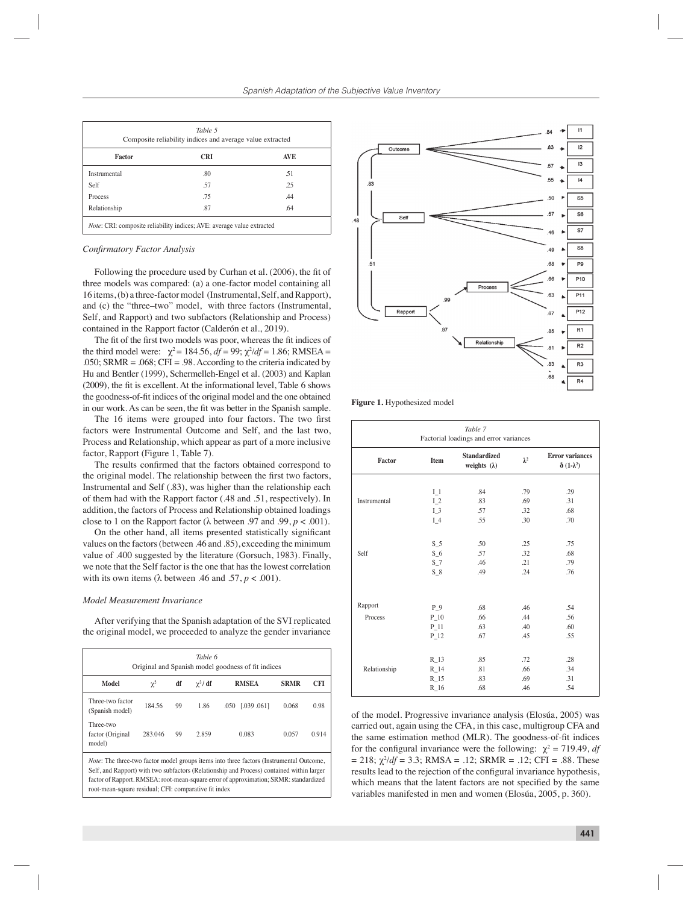| Factor | CRI | AVE |
|---|---|---|
| Instrumental | .80 | .51 |
| Self | .57 | .25 |
| Process | .75 | .44 |
| Relationship | .87 | .64 |

*Table 5*
Composite reliability indices and average value extracted

*Note*: CRI: composite reliability indices; AVE: average value extracted

### *Confirmatory Factor Analysis*

Following the procedure used by Curhan et al. (2006), the fit of three models was compared: (a) a one-factor model containing all 16 items, (b) a three-factor model (Instrumental, Self, and Rapport), and (c) the "three–two" model, with three factors (Instrumental, Self, and Rapport) and two subfactors (Relationship and Process) contained in the Rapport factor (Calderón et al., 2019).

The fit of the first two models was poor, whereas the fit indices of the third model were: $\chi^2 = 184.56$, $df = 99$; $\chi^2/df = 1.86$; RMSEA = .050; SRMR = .068; CFI = .98. According to the criteria indicated by Hu and Bentler (1999), Schermelleh-Engel et al. (2003) and Kaplan (2009), the fit is excellent. At the informational level, Table 6 shows the goodness-of-fit indices of the original model and the one obtained in our work. As can be seen, the fit was better in the Spanish sample.

The 16 items were grouped into four factors. The two first factors were Instrumental Outcome and Self, and the last two, Process and Relationship, which appear as part of a more inclusive factor, Rapport (Figure 1, Table 7).

The results confirmed that the factors obtained correspond to the original model. The relationship between the first two factors, Instrumental and Self (.83), was higher than the relationship each of them had with the Rapport factor (.48 and .51, respectively). In addition, the factors of Process and Relationship obtained loadings close to 1 on the Rapport factor (λ between .97 and .99, $p < .001$).

On the other hand, all items presented statistically significant values on the factors (between .46 and .85), exceeding the minimum value of .400 suggested by the literature (Gorsuch, 1983). Finally, we note that the Self factor is the one that has the lowest correlation with its own items (λ between .46 and .57, $p < .001$).

### *Model Measurement Invariance*

After verifying that the Spanish adaptation of the SVI replicated the original model, we proceeded to analyze the gender invariance of the model. Progressive invariance analysis (Elosúa, 2005) was carried out, again using the CFA, in this case, multigroup CFA and the same estimation method (MLR). The goodness-of-fit indices for the configural invariance were the following: $\chi^2 = 719.49$, $df = 218$; $\chi^2/df = 3.3$; RMSA = .12; SRMR = .12; CFI = .88. These results lead to the rejection of the configural invariance hypothesis, which means that the latent factors are not specified by the same variables manifested in men and women (Elosúa, 2005, p. 360).

*Table 6*
Original and Spanish model goodness of fit indices

| Model | $\chi^2$ | df | $\chi^2$/ df | RMSEA | SRMR | CFI |
|---|---|---|---|---|---|---|
| Three-two factor (Spanish model) | 184.56 | 99 | 1.86 | .050 [.039 .061] | 0.068 | 0.98 |
| Three-two factor (Original model) | 283.046 | 99 | 2.859 | 0.083 | 0.057 | 0.914 |

*Note:* The three-two factor model groups items into three factors (Instrumental Outcome, Self, and Rapport) with two subfactors (Relationship and Process) contained within larger factor of Rapport. RMSEA: root-mean-square error of approximation; SRMR: standardized root-mean-square residual; CFI: comparative fit index

**Figure 1.** Hypothesized model

*Table 7*
Factorial loadings and error variances

| Factor | Item | Standardized weights (λ) | $\lambda^2$ | Error variances δ (1-$\lambda^2$) |
|---|---|---|---|---|
| Instrumental | I_1 | .84 | .79 | .29 |
| | I_2 | .83 | .69 | .31 |
| | I_3 | .57 | .32 | .68 |
| | I_4 | .55 | .30 | .70 |
| Self | S_5 | .50 | .25 | .75 |
| | S_6 | .57 | .32 | .68 |
| | S_7 | .46 | .21 | .79 |
| | S_8 | .49 | .24 | .76 |
| Rapport | | | | |
| Process | P_9 | .68 | .46 | .54 |
| | P_10 | .66 | .44 | .56 |
| | P_11 | .63 | .40 | .60 |
| | P_12 | .67 | .45 | .55 |
| Relationship | R_13 | .85 | .72 | .28 |
| | R_14 | .81 | .66 | .34 |
| | R_15 | .83 | .69 | .31 |
| | R_16 | .68 | .46 | .54 |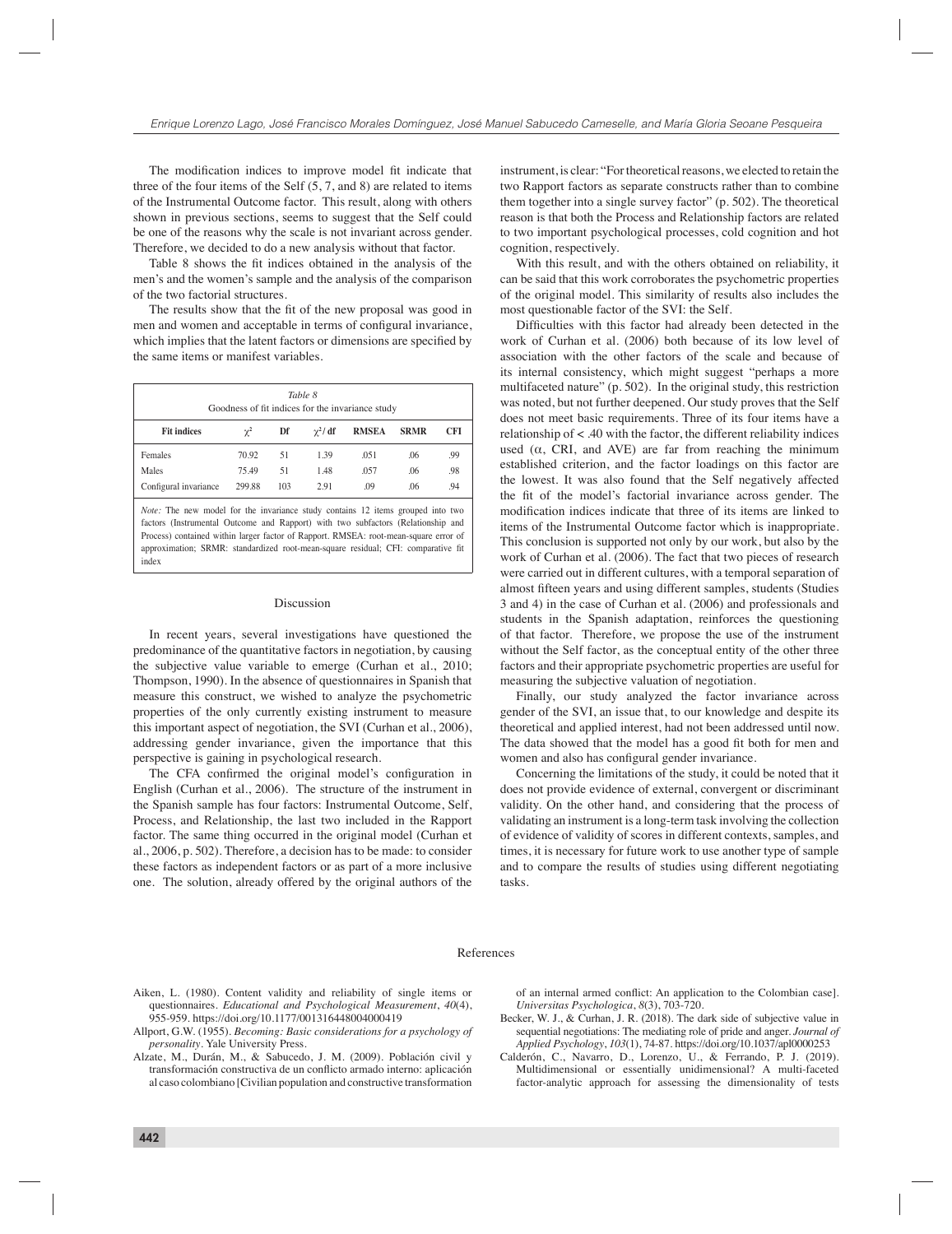The modification indices to improve model fit indicate that three of the four items of the Self (5, 7, and 8) are related to items of the Instrumental Outcome factor. This result, along with others shown in previous sections, seems to suggest that the Self could be one of the reasons why the scale is not invariant across gender. Therefore, we decided to do a new analysis without that factor.

Table 8 shows the fit indices obtained in the analysis of the men's and the women's sample and the analysis of the comparison of the two factorial structures.

The results show that the fit of the new proposal was good in men and women and acceptable in terms of configural invariance, which implies that the latent factors or dimensions are specified by the same items or manifest variables.

*Table 8*
Goodness of fit indices for the invariance study

| Fit indices | $\chi^2$ | Df | $\chi^2$/ df | RMSEA | SRMR | CFI |
|---|---|---|---|---|---|---|
| Females | 70.92 | 51 | 1.39 | .051 | .06 | .99 |
| Males | 75.49 | 51 | 1.48 | .057 | .06 | .98 |
| Configural invariance | 299.88 | 103 | 2.91 | .09 | .06 | .94 |

*Note:* The new model for the invariance study contains 12 items grouped into two factors (Instrumental Outcome and Rapport) with two subfactors (Relationship and Process) contained within larger factor of Rapport. RMSEA: root-mean-square error of approximation; SRMR: standardized root-mean-square residual; CFI: comparative fit index

## Discussion

In recent years, several investigations have questioned the predominance of the quantitative factors in negotiation, by causing the subjective value variable to emerge (Curhan et al., 2010; Thompson, 1990). In the absence of questionnaires in Spanish that measure this construct, we wished to analyze the psychometric properties of the only currently existing instrument to measure this important aspect of negotiation, the SVI (Curhan et al., 2006), addressing gender invariance, given the importance that this perspective is gaining in psychological research.

The CFA confirmed the original model's configuration in English (Curhan et al., 2006). The structure of the instrument in the Spanish sample has four factors: Instrumental Outcome, Self, Process, and Relationship, the last two included in the Rapport factor. The same thing occurred in the original model (Curhan et al., 2006, p. 502). Therefore, a decision has to be made: to consider these factors as independent factors or as part of a more inclusive one. The solution, already offered by the original authors of the instrument, is clear: "For theoretical reasons, we elected to retain the two Rapport factors as separate constructs rather than to combine them together into a single survey factor" (p. 502). The theoretical reason is that both the Process and Relationship factors are related to two important psychological processes, cold cognition and hot cognition, respectively.

With this result, and with the others obtained on reliability, it can be said that this work corroborates the psychometric properties of the original model. This similarity of results also includes the most questionable factor of the SVI: the Self.

Difficulties with this factor had already been detected in the work of Curhan et al. (2006) both because of its low level of association with the other factors of the scale and because of its internal consistency, which might suggest "perhaps a more multifaceted nature" (p. 502). In the original study, this restriction was noted, but not further deepened. Our study proves that the Self does not meet basic requirements. Three of its four items have a relationship of < .40 with the factor, the different reliability indices used (α, CRI, and AVE) are far from reaching the minimum established criterion, and the factor loadings on this factor are the lowest. It was also found that the Self negatively affected the fit of the model's factorial invariance across gender. The modification indices indicate that three of its items are linked to items of the Instrumental Outcome factor which is inappropriate. This conclusion is supported not only by our work, but also by the work of Curhan et al. (2006). The fact that two pieces of research were carried out in different cultures, with a temporal separation of almost fifteen years and using different samples, students (Studies 3 and 4) in the case of Curhan et al. (2006) and professionals and students in the Spanish adaptation, reinforces the questioning of that factor. Therefore, we propose the use of the instrument without the Self factor, as the conceptual entity of the other three factors and their appropriate psychometric properties are useful for measuring the subjective valuation of negotiation.

Finally, our study analyzed the factor invariance across gender of the SVI, an issue that, to our knowledge and despite its theoretical and applied interest, had not been addressed until now. The data showed that the model has a good fit both for men and women and also has configural gender invariance.

Concerning the limitations of the study, it could be noted that it does not provide evidence of external, convergent or discriminant validity. On the other hand, and considering that the process of validating an instrument is a long-term task involving the collection of evidence of validity of scores in different contexts, samples, and times, it is necessary for future work to use another type of sample and to compare the results of studies using different negotiating tasks.

## References

Aiken, L. (1980). Content validity and reliability of single items or questionnaires. *Educational and Psychological Measurement*, *40*(4), 955-959. https://doi.org/10.1177/001316448004000419

Allport, G.W. (1955). *Becoming: Basic considerations for a psychology of personality*. Yale University Press.

Alzate, M., Durán, M., & Sabucedo, J. M. (2009). Población civil y transformación constructiva de un conflicto armado interno: aplicación al caso colombiano [Civilian population and constructive transformation of an internal armed conflict: An application to the Colombian case]. *Universitas Psychologica*, *8*(3), 703-720.

Becker, W. J., & Curhan, J. R. (2018). The dark side of subjective value in sequential negotiations: The mediating role of pride and anger. *Journal of Applied Psychology*, *103*(1), 74-87. https://doi.org/10.1037/apl0000253

Calderón, C., Navarro, D., Lorenzo, U., & Ferrando, P. J. (2019). Multidimensional or essentially unidimensional? A multi-faceted factor-analytic approach for assessing the dimensionality of tests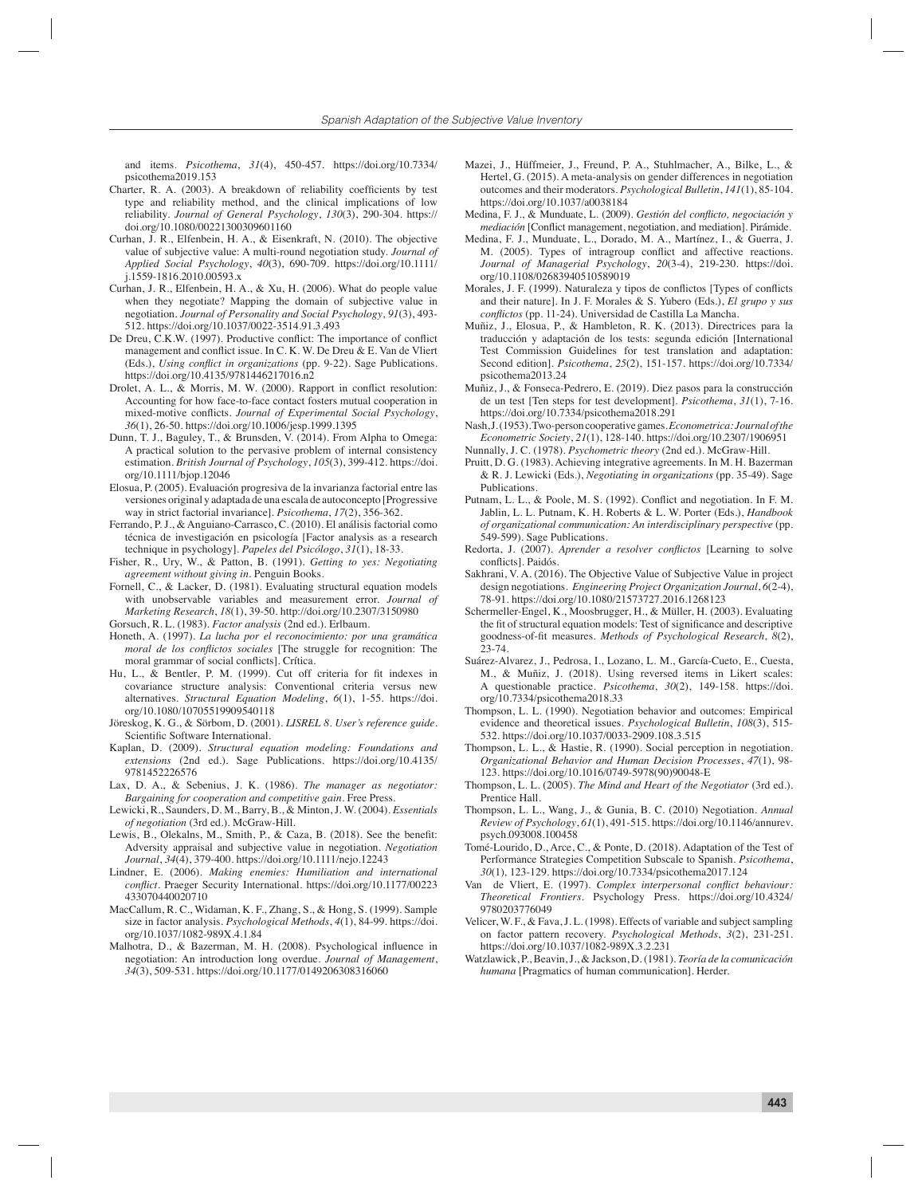and items. *Psicothema*, *31*(4), 450-457. https://doi.org/10.7334/psicothema2019.153

Charter, R. A. (2003). A breakdown of reliability coefficients by test type and reliability method, and the clinical implications of low reliability. *Journal of General Psychology*, *130*(3), 290-304. https://doi.org/10.1080/00221300309601160

Curhan, J. R., Elfenbein, H. A., & Eisenkraft, N. (2010). The objective value of subjective value: A multi-round negotiation study. *Journal of Applied Social Psychology*, *40*(3), 690-709. https://doi.org/10.1111/j.1559-1816.2010.00593.x

Curhan, J. R., Elfenbein, H. A., & Xu, H. (2006). What do people value when they negotiate? Mapping the domain of subjective value in negotiation. *Journal of Personality and Social Psychology*, *91*(3), 493-512. https://doi.org/10.1037/0022-3514.91.3.493

De Dreu, C.K.W. (1997). Productive conflict: The importance of conflict management and conflict issue. In C. K. W. De Dreu & E. Van de Vliert (Eds.), *Using conflict in organizations* (pp. 9-22). Sage Publications. https://doi.org/10.4135/9781446217016.n2

Drolet, A. L., & Morris, M. W. (2000). Rapport in conflict resolution: Accounting for how face-to-face contact fosters mutual cooperation in mixed-motive conflicts. *Journal of Experimental Social Psychology*, *36*(1), 26-50. https://doi.org/10.1006/jesp.1999.1395

Dunn, T. J., Baguley, T., & Brunsden, V. (2014). From Alpha to Omega: A practical solution to the pervasive problem of internal consistency estimation. *British Journal of Psychology*, *105*(3), 399-412. https://doi.org/10.1111/bjop.12046

Elosua, P. (2005). Evaluación progresiva de la invarianza factorial entre las versiones original y adaptada de una escala de autoconcepto [Progressive way in strict factorial invariance]. *Psicothema*, *17*(2), 356-362.

Ferrando, P. J., & Anguiano-Carrasco, C. (2010). El análisis factorial como técnica de investigación en psicología [Factor analysis as a research technique in psychology]. *Papeles del Psicólogo*, *31*(1), 18-33.

Fisher, R., Ury, W., & Patton, B. (1991). *Getting to yes: Negotiating agreement without giving in*. Penguin Books.

Fornell, C., & Lacker, D. (1981). Evaluating structural equation models with unobservable variables and measurement error. *Journal of Marketing Research*, *18*(1), 39-50. http://doi.org/10.2307/3150980

Gorsuch, R. L. (1983). *Factor analysis* (2nd ed.). Erlbaum.

Honeth, A. (1997). *La lucha por el reconocimiento: por una gramática moral de los conflictos sociales* [The struggle for recognition: The moral grammar of social conflicts]. Crítica.

Hu, L., & Bentler, P. M. (1999). Cut off criteria for fit indexes in covariance structure analysis: Conventional criteria versus new alternatives. *Structural Equation Modeling*, *6*(1), 1-55. https://doi.org/10.1080/10705519909540118

Jöreskog, K. G., & Sörbom, D. (2001). *LISREL 8. User's reference guide*. Scientific Software International.

Kaplan, D. (2009). *Structural equation modeling: Foundations and extensions* (2nd ed.). Sage Publications. https://doi.org/10.4135/9781452226576

Lax, D. A., & Sebenius, J. K. (1986). *The manager as negotiator: Bargaining for cooperation and competitive gain*. Free Press.

Lewicki, R., Saunders, D. M., Barry, B., & Minton, J. W. (2004). *Essentials of negotiation* (3rd ed.). McGraw-Hill.

Lewis, B., Olekalns, M., Smith, P., & Caza, B. (2018). See the benefit: Adversity appraisal and subjective value in negotiation. *Negotiation Journal*, *34*(4), 379-400. https://doi.org/10.1111/nejo.12243

Lindner, E. (2006). *Making enemies: Humiliation and international conflict*. Praeger Security International. https://doi.org/10.1177/00223433070440020710

MacCallum, R. C., Widaman, K. F., Zhang, S., & Hong, S. (1999). Sample size in factor analysis. *Psychological Methods*, *4*(1), 84-99. https://doi.org/10.1037/1082-989X.4.1.84

Malhotra, D., & Bazerman, M. H. (2008). Psychological influence in negotiation: An introduction long overdue. *Journal of Management*, *34*(3), 509-531. https://doi.org/10.1177/0149206308316060

Mazei, J., Hüffmeier, J., Freund, P. A., Stuhlmacher, A., Bilke, L., & Hertel, G. (2015). A meta-analysis on gender differences in negotiation outcomes and their moderators. *Psychological Bulletin*, *141*(1), 85-104. https://doi.org/10.1037/a0038184

Medina, F. J., & Munduate, L. (2009). *Gestión del conflicto, negociación y mediación* [Conflict management, negotiation, and mediation]. Pirámide.

Medina, F. J., Munduate, L., Dorado, M. A., Martínez, I., & Guerra, J. M. (2005). Types of intragroup conflict and affective reactions. *Journal of Managerial Psychology*, *20*(3-4), 219-230. https://doi.org/10.1108/02683940510589019

Morales, J. F. (1999). Naturaleza y tipos de conflictos [Types of conflicts and their nature]. In J. F. Morales & S. Yubero (Eds.), *El grupo y sus conflictos* (pp. 11-24). Universidad de Castilla La Mancha.

Muñiz, J., Elosua, P., & Hambleton, R. K. (2013). Directrices para la traducción y adaptación de los tests: segunda edición [International Test Commission Guidelines for test translation and adaptation: Second edition]. *Psicothema*, *25*(2), 151-157. https://doi.org/10.7334/psicothema2013.24

Muñiz, J., & Fonseca-Pedrero, E. (2019). Diez pasos para la construcción de un test [Ten steps for test development]. *Psicothema*, *31*(1), 7-16. https://doi.org/10.7334/psicothema2018.291

Nash, J. (1953). Two-person cooperative games. *Econometrica: Journal of the Econometric Society*, *21*(1), 128-140. https://doi.org/10.2307/1906951

Nunnally, J. C. (1978). *Psychometric theory* (2nd ed.). McGraw-Hill.

Pruitt, D. G. (1983). Achieving integrative agreements. In M. H. Bazerman & R. J. Lewicki (Eds.), *Negotiating in organizations* (pp. 35-49). Sage Publications.

Putnam, L. L., & Poole, M. S. (1992). Conflict and negotiation. In F. M. Jablin, L. L. Putnam, K. H. Roberts & L. W. Porter (Eds.), *Handbook of organizational communication: An interdisciplinary perspective* (pp. 549-599). Sage Publications.

Redorta, J. (2007). *Aprender a resolver conflictos* [Learning to solve conflicts]. Paidós.

Sakhrani, V. A. (2016). The Objective Value of Subjective Value in project design negotiations. *Engineering Project Organization Journal*, *6*(2-4), 78-91. https://doi.org/10.1080/21573727.2016.1268123

Schermeller-Engel, K., Moosbrugger, H., & Müller, H. (2003). Evaluating the fit of structural equation models: Test of significance and descriptive goodness-of-fit measures. *Methods of Psychological Research*, *8*(2), 23-74.

Suárez-Alvarez, J., Pedrosa, I., Lozano, L. M., García-Cueto, E., Cuesta, M., & Muñiz, J. (2018). Using reversed items in Likert scales: A questionable practice. *Psicothema*, *30*(2), 149-158. https://doi.org/10.7334/psicothema2018.33

Thompson, L. L. (1990). Negotiation behavior and outcomes: Empirical evidence and theoretical issues. *Psychological Bulletin*, *108*(3), 515-532. https://doi.org/10.1037/0033-2909.108.3.515

Thompson, L. L., & Hastie, R. (1990). Social perception in negotiation. *Organizational Behavior and Human Decision Processes*, *47*(1), 98-123. https://doi.org/10.1016/0749-5978(90)90048-E

Thompson, L. L. (2005). *The Mind and Heart of the Negotiator* (3rd ed.). Prentice Hall.

Thompson, L. L., Wang, J., & Gunia, B. C. (2010) Negotiation. *Annual Review of Psychology*, *61*(1), 491-515. https://doi.org/10.1146/annurev.psych.093008.100458

Tomé-Lourido, D., Arce, C., & Ponte, D. (2018). Adaptation of the Test of Performance Strategies Competition Subscale to Spanish. *Psicothema*, *30*(1), 123-129. https://doi.org/10.7334/psicothema2017.124

Van de Vliert, E. (1997). *Complex interpersonal conflict behaviour: Theoretical Frontiers*. Psychology Press. https://doi.org/10.4324/9780203776049

Velicer, W. F., & Fava, J. L. (1998). Effects of variable and subject sampling on factor pattern recovery. *Psychological Methods*, *3*(2), 231-251. https://doi.org/10.1037/1082-989X.3.2.231

Watzlawick, P., Beavin, J., & Jackson, D. (1981). *Teoría de la comunicación humana* [Pragmatics of human communication]. Herder.